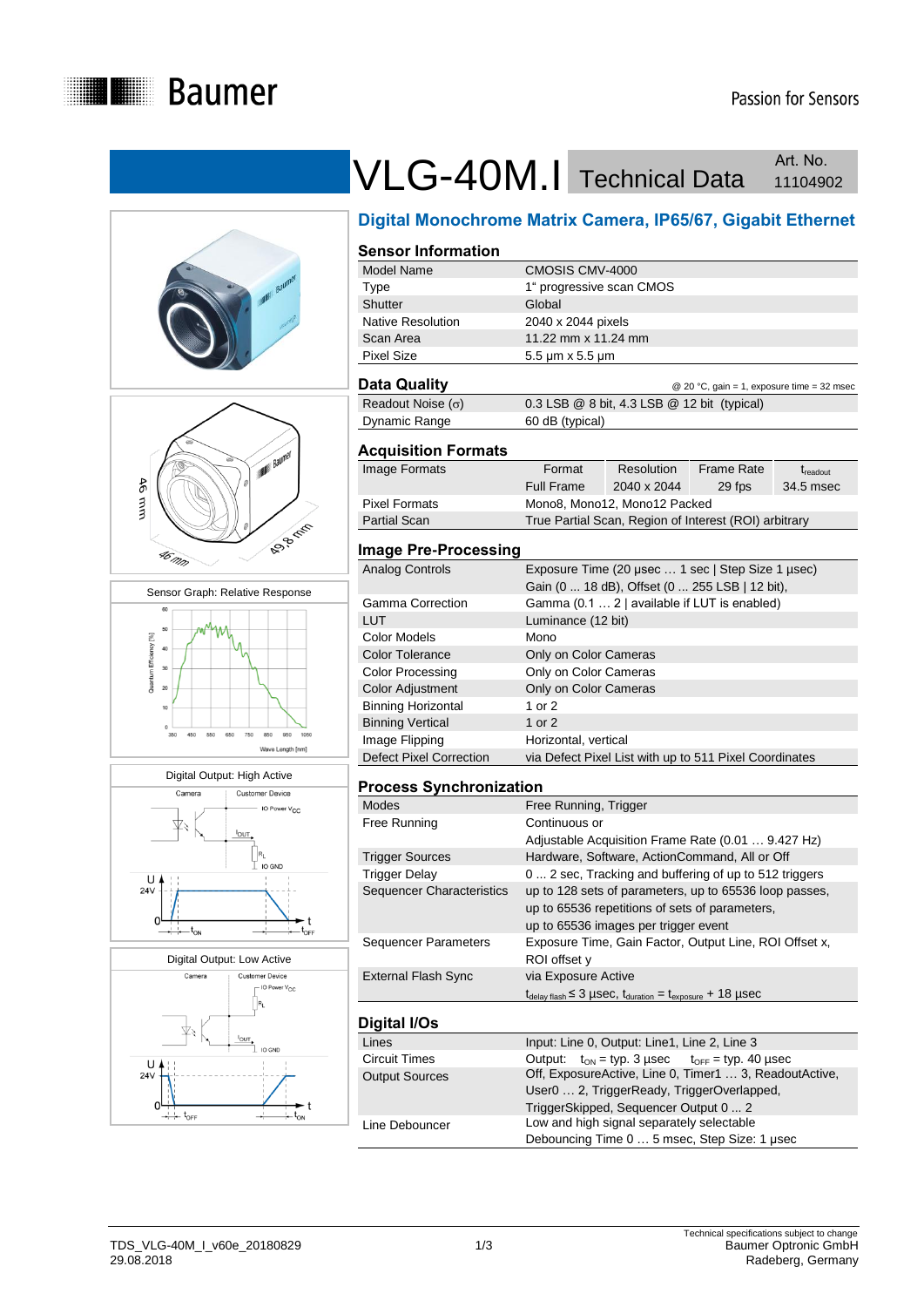# VLG-40M.I Technical Data

Art. No. 11104902

## Digital Monochrome Matrix Camera, IP65/67, Gigabit Ethernet

46 mm

49,8 mm

46 mm

Sensor Graph: Relative Response

Digital Output: High Active

Digital Output: Low Active

### Sensor Information

| | |
|---|---|
| Model Name | CMOSIS CMV-4000 |
| Type | 1“ progressive scan CMOS |
| Shutter | Global |
| Native Resolution | 2040 x 2044 pixels |
| Scan Area | 11.22 mm x 11.24 mm |
| Pixel Size | 5.5 µm x 5.5 µm |

### Data Quality

@ 20 °C, gain = 1, exposure time = 32 msec

| | |
|---|---|
| Readout Noise (σ) | 0.3 LSB @ 8 bit, 4.3 LSB @ 12 bit (typical) |
| Dynamic Range | 60 dB (typical) |

### Acquisition Formats

| | Format | Resolution | Frame Rate | $t_{readout}$ |
|---|---|---|---|---|
| Image Formats | Full Frame | 2040 x 2044 | 29 fps | 34.5 msec |
| Pixel Formats | Mono8, Mono12, Mono12 Packed | | | |
| Partial Scan | True Partial Scan, Region of Interest (ROI) arbitrary | | | |

### Image Pre-Processing

| | |
|---|---|
| Analog Controls | Exposure Time (20 µsec … 1 sec \| Step Size 1 µsec)<br>Gain (0 ... 18 dB), Offset (0 ... 255 LSB \| 12 bit), |
| Gamma Correction | Gamma (0.1 … 2 \| available if LUT is enabled) |
| LUT | Luminance (12 bit) |
| Color Models | Mono |
| Color Tolerance | Only on Color Cameras |
| Color Processing | Only on Color Cameras |
| Color Adjustment | Only on Color Cameras |
| Binning Horizontal | 1 or 2 |
| Binning Vertical | 1 or 2 |
| Image Flipping | Horizontal, vertical |
| Defect Pixel Correction | via Defect Pixel List with up to 511 Pixel Coordinates |

### Process Synchronization

| | |
|---|---|
| Modes | Free Running, Trigger |
| Free Running | Continuous or<br>Adjustable Acquisition Frame Rate (0.01 … 9.427 Hz) |
| Trigger Sources | Hardware, Software, ActionCommand, All or Off |
| Trigger Delay | 0 ... 2 sec, Tracking and buffering of up to 512 triggers |
| Sequencer Characteristics | up to 128 sets of parameters, up to 65536 loop passes,<br>up to 65536 repetitions of sets of parameters,<br>up to 65536 images per trigger event |
| Sequencer Parameters | Exposure Time, Gain Factor, Output Line, ROI Offset x,<br>ROI offset y |
| External Flash Sync | via Exposure Active<br>$t_{delay\ flash} \leq 3$ µsec, $t_{duration} = t_{exposure} + 18$ µsec |

### Digital I/Os

| | |
|---|---|
| Lines | Input: Line 0, Output: Line1, Line 2, Line 3 |
| Circuit Times | Output: $t_{ON}$ = typ. 3 µsec $t_{OFF}$ = typ. 40 µsec |
| Output Sources | Off, ExposureActive, Line 0, Timer1 … 3, ReadoutActive,<br>User0 … 2, TriggerReady, TriggerOverlapped,<br>TriggerSkipped, Sequencer Output 0 ... 2 |
| Line Debouncer | Low and high signal separately selectable<br>Debouncing Time 0 … 5 msec, Step Size: 1 µsec |

TDS_VLG-40M_I_v60e_20180829
29.08.2018

Technical specifications subject to change
Baumer Optronic GmbH
Radeberg, Germany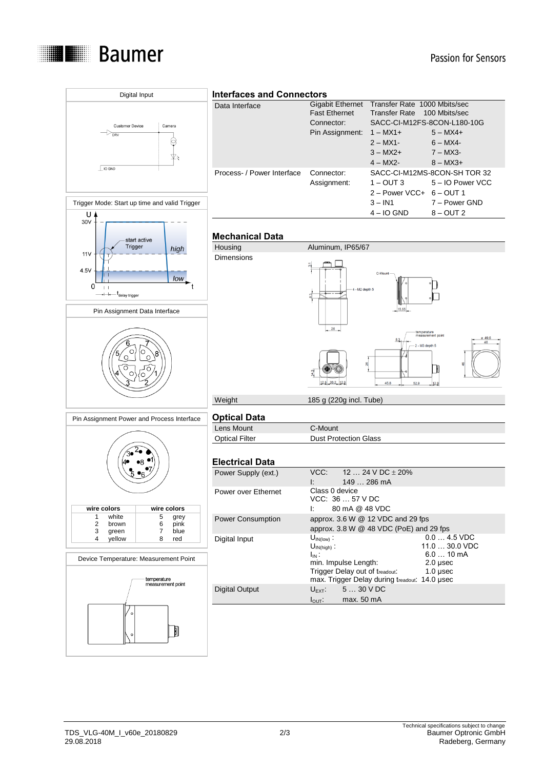## Digital Input

Customer Device — Camera

DRV

IO GND

## Trigger Mode: Start up time and valid Trigger

U

30V

11V

4.5V

0

start active Trigger

high

low

t

$t_{delay\ trigger}$

## Pin Assignment Data Interface

## Pin Assignment Power and Process Interface

| wire colors | | wire colors | |
|---|---|---|---|
| 1 | white | 5 | grey |
| 2 | brown | 6 | pink |
| 3 | green | 7 | blue |
| 4 | yellow | 8 | red |

## Device Temperature: Measurement Point

temperature measurement point

## Interfaces and Connectors

| | | | |
|---|---|---|---|
| Data Interface | Gigabit Ethernet | Transfer Rate 1000 Mbits/sec | |
| | Fast Ethernet | Transfer Rate 100 Mbits/sec | |
| | Connector: | SACC-CI-M12FS-8CON-L180-10G | |
| | Pin Assignment: | 1 – MX1+ | 5 – MX4+ |
| | | 2 – MX1- | 6 – MX4- |
| | | 3 – MX2+ | 7 – MX3- |
| | | 4 – MX2- | 8 – MX3+ |
| Process- / Power Interface | Connector: | SACC-CI-M12MS-8CON-SH TOR 32 | |
| | Assignment: | 1 – OUT 3 | 5 – IO Power VCC |
| | | 2 – Power VCC+ | 6 – OUT 1 |
| | | 3 – IN1 | 7 – Power GND |
| | | 4 – IO GND | 8 – OUT 2 |

## Mechanical Data

| | |
|---|---|
| Housing | Aluminum, IP65/67 |
| Dimensions | |
| Weight | 185 g (220g incl. Tube) |

## Optical Data

| | |
|---|---|
| Lens Mount | C-Mount |
| Optical Filter | Dust Protection Glass |

## Electrical Data

| | |
|---|---|
| Power Supply (ext.) | VCC: 12 … 24 V DC ± 20%<br>I: 149 … 286 mA |
| Power over Ethernet | Class 0 device<br>VCC: 36 … 57 V DC<br>I: 80 mA @ 48 VDC |
| Power Consumption | approx. 3.6 W @ 12 VDC and 29 fps<br>approx. 3.8 W @ 48 VDC (PoE) and 29 fps |
| Digital Input | $U_{IN(low)}$: 0.0 … 4.5 VDC<br>$U_{IN(high)}$: 11.0 … 30.0 VDC<br>$I_{IN}$: 6.0 … 10 mA<br>min. Impulse Length: 2.0 µsec<br>Trigger Delay out of $t_{readout}$: 1.0 µsec<br>max. Trigger Delay during $t_{readout}$: 14.0 µsec |
| Digital Output | $U_{EXT}$: 5 … 30 V DC<br>$I_{OUT}$: max. 50 mA |

TDS_VLG-40M_I_v60e_20180829
29.08.2018

Technical specifications subject to change
Baumer Optronic GmbH
Radeberg, Germany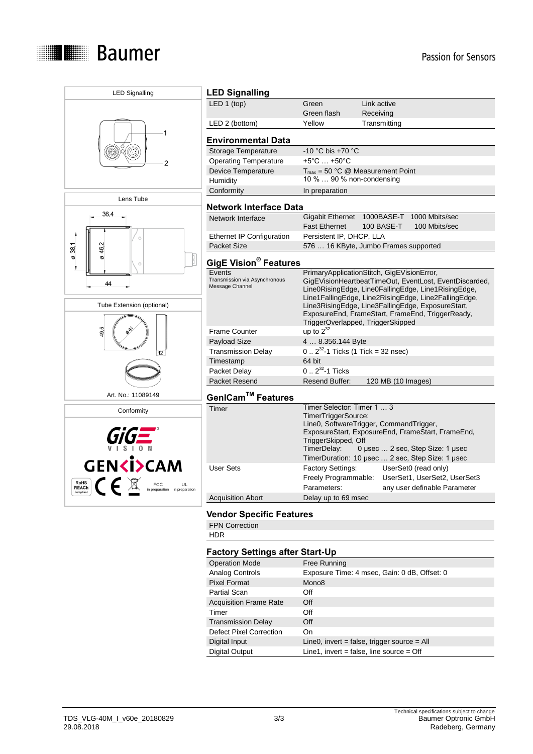LED Signalling

1

2

Lens Tube

36,4

ø 38,1

ø 46,2

44

Tube Extension (optional)

49,5

ø44

12

Art. No.: 11089149

Conformity

GiGE VISION

GEN<i>CAM

RoHS REACh compliant

CE

FCC in preparation

UL in preparation

## LED Signalling

| | | |
|---|---|---|
| LED 1 (top) | Green | Link active |
| | Green flash | Receiving |
| LED 2 (bottom) | Yellow | Transmitting |

## Environmental Data

| | |
|---|---|
| Storage Temperature | -10 °C bis +70 °C |
| Operating Temperature | +5°C … +50°C |
| Device Temperature | $T_{max}$ = 50 °C @ Measurement Point |
| Humidity | 10 % … 90 % non-condensing |
| Conformity | In preparation |

## Network Interface Data

| | | | |
|---|---|---|---|
| Network Interface | Gigabit Ethernet | 1000BASE-T | 1000 Mbits/sec |
| | Fast Ethernet | 100 BASE-T | 100 Mbits/sec |
| Ethernet IP Configuration | Persistent IP, DHCP, LLA | | |
| Packet Size | 576 … 16 KByte, Jumbo Frames supported | | |

## GigE Vision® Features

| | |
|---|---|
| Events<br>Transmission via Asynchronous Message Channel | PrimaryApplicationStitch, GigEVisionError, GigEVisionHeartbeatTimeOut, EventLost, EventDiscarded, Line0RisingEdge, Line0FallingEdge, Line1RisingEdge, Line1FallingEdge, Line2RisingEdge, Line2FallingEdge, Line3RisingEdge, Line3FallingEdge, ExposureStart, ExposureEnd, FrameStart, FrameEnd, TriggerReady, TriggerOverlapped, TriggerSkipped |
| Frame Counter | up to $2^{32}$ |
| Payload Size | 4 … 8.356.144 Byte |
| Transmission Delay | 0 .. $2^{32}$-1 Ticks (1 Tick = 32 nsec) |
| Timestamp | 64 bit |
| Packet Delay | 0 .. $2^{32}$-1 Ticks |
| Packet Resend | Resend Buffer: 120 MB (10 Images) |

## GenICam™ Features

| | | |
|---|---|---|
| Timer | Timer Selector: Timer 1 … 3<br>TimerTriggerSource:<br>Line0, SoftwareTrigger, CommandTrigger, ExposureStart, ExposureEnd, FrameStart, FrameEnd, TriggerSkipped, Off<br>TimerDelay: 0 µsec … 2 sec, Step Size: 1 µsec<br>TimerDuration: 10 µsec … 2 sec, Step Size: 1 µsec | |
| User Sets | Factory Settings: | UserSet0 (read only) |
| | Freely Programmable: | UserSet1, UserSet2, UserSet3 |
| | Parameters: | any user definable Parameter |
| Acquisition Abort | Delay up to 69 msec | |

## Vendor Specific Features

FPN Correction

HDR

## Factory Settings after Start-Up

| | |
|---|---|
| Operation Mode | Free Running |
| Analog Controls | Exposure Time: 4 msec, Gain: 0 dB, Offset: 0 |
| Pixel Format | Mono8 |
| Partial Scan | Off |
| Acquisition Frame Rate | Off |
| Timer | Off |
| Transmission Delay | Off |
| Defect Pixel Correction | On |
| Digital Input | Line0, invert = false, trigger source = All |
| Digital Output | Line1, invert = false, line source = Off |